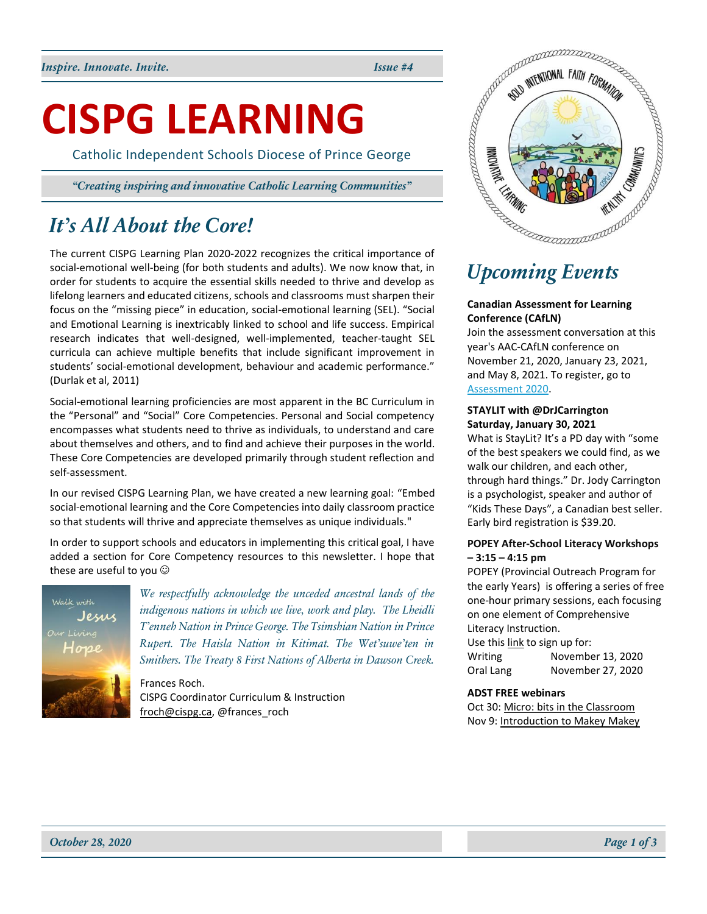*Inspire. Innovate. Invite.* *Issue #4*

# CISPG LEARNING

Catholic Independent Schools Diocese of Prince George

*"Creating inspiring and innovative Catholic Learning Communities"*

## *It's All About the Core!*

The current CISPG Learning Plan 2020-2022 recognizes the critical importance of social-emotional well-being (for both students and adults). We now know that, in order for students to acquire the essential skills needed to thrive and develop as lifelong learners and educated citizens, schools and classrooms must sharpen their focus on the "missing piece" in education, social-emotional learning (SEL). "Social and Emotional Learning is inextricably linked to school and life success. Empirical research indicates that well-designed, well-implemented, teacher-taught SEL curricula can achieve multiple benefits that include significant improvement in students' social-emotional development, behaviour and academic performance." (Durlak et al, 2011)

Social-emotional learning proficiencies are most apparent in the BC Curriculum in the "Personal" and "Social" Core Competencies. Personal and Social competency encompasses what students need to thrive as individuals, to understand and care about themselves and others, and to find and achieve their purposes in the world. These Core Competencies are developed primarily through student reflection and self-assessment.

In our revised CISPG Learning Plan, we have created a new learning goal: "Embed social-emotional learning and the Core Competencies into daily classroom practice so that students will thrive and appreciate themselves as unique individuals."

In order to support schools and educators in implementing this critical goal, I have added a section for Core Competency resources to this newsletter. I hope that these are useful to you ☺

*We respectfully acknowledge the unceded ancestral lands of the indigenous nations in which we live, work and play. The Lheidli T'enneh Nation in Prince George. The Tsimshian Nation in Prince Rupert. The Haisla Nation in Kitimat. The Wet'suwe'ten in Smithers. The Treaty 8 First Nations of Alberta in Dawson Creek.*

Frances Roch.
CISPG Coordinator Curriculum & Instruction
froch@cispg.ca, @frances_roch

## *Upcoming Events*

**Canadian Assessment for Learning Conference (CAfLN)**
Join the assessment conversation at this year's AAC-CAfLN conference on November 21, 2020, January 23, 2021, and May 8, 2021. To register, go to Assessment 2020.

**STAYLIT with @DrJCarrington**
**Saturday, January 30, 2021**
What is StayLit? It's a PD day with "some of the best speakers we could find, as we walk our children, and each other, through hard things." Dr. Jody Carrington is a psychologist, speaker and author of "Kids These Days", a Canadian best seller. Early bird registration is $39.20.

**POPEY After-School Literacy Workshops – 3:15 – 4:15 pm**
POPEY (Provincial Outreach Program for the early Years) is offering a series of free one-hour primary sessions, each focusing on one element of Comprehensive Literacy Instruction.
Use this link to sign up for:

| | |
|---|---|
| Writing | November 13, 2020 |
| Oral Lang | November 27, 2020 |

**ADST FREE webinars**
Oct 30: Micro: bits in the Classroom
Nov 9: Introduction to Makey Makey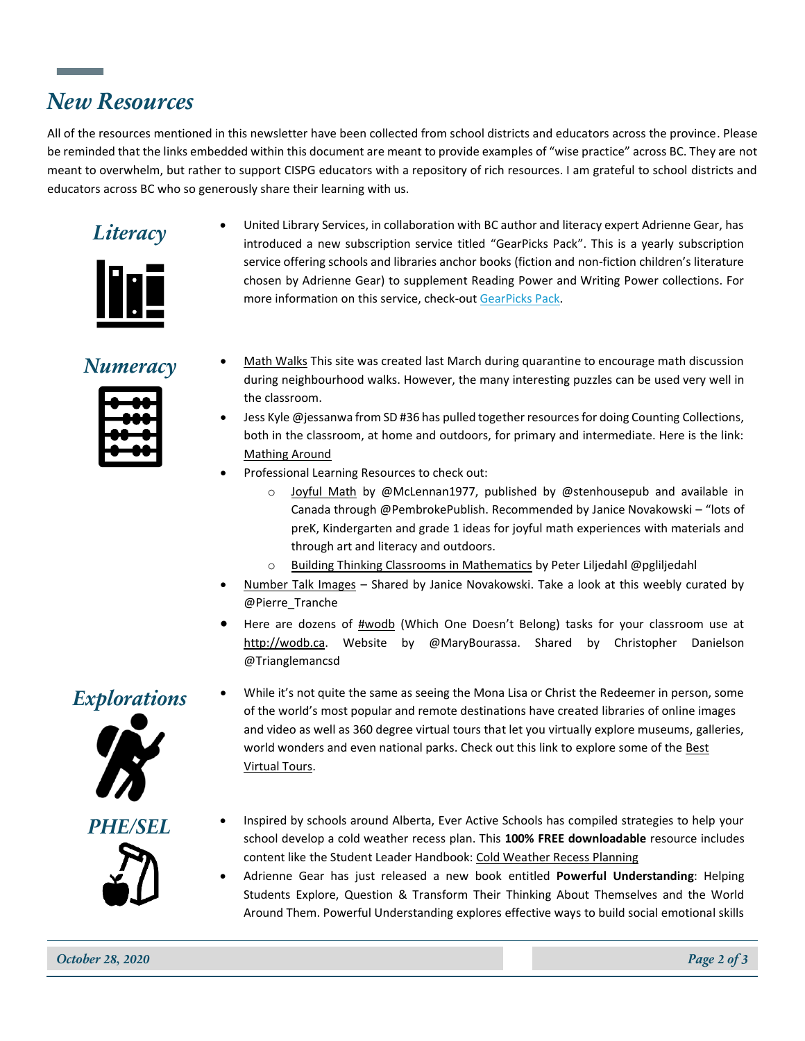# New Resources

All of the resources mentioned in this newsletter have been collected from school districts and educators across the province. Please be reminded that the links embedded within this document are meant to provide examples of "wise practice" across BC. They are not meant to overwhelm, but rather to support CISPG educators with a repository of rich resources. I am grateful to school districts and educators across BC who so generously share their learning with us.

## Literacy

- United Library Services, in collaboration with BC author and literacy expert Adrienne Gear, has introduced a new subscription service titled "GearPicks Pack". This is a yearly subscription service offering schools and libraries anchor books (fiction and non-fiction children's literature chosen by Adrienne Gear) to supplement Reading Power and Writing Power collections. For more information on this service, check-out GearPicks Pack.

## Numeracy

- Math Walks This site was created last March during quarantine to encourage math discussion during neighbourhood walks. However, the many interesting puzzles can be used very well in the classroom.
- Jess Kyle @jessanwa from SD #36 has pulled together resources for doing Counting Collections, both in the classroom, at home and outdoors, for primary and intermediate. Here is the link: Mathing Around
- Professional Learning Resources to check out:
  - Joyful Math by @McLennan1977, published by @stenhousepub and available in Canada through @PembrokePublish. Recommended by Janice Novakowski – "lots of preK, Kindergarten and grade 1 ideas for joyful math experiences with materials and through art and literacy and outdoors.
  - Building Thinking Classrooms in Mathematics by Peter Liljedahl @pgliljedahl
- Number Talk Images – Shared by Janice Novakowski. Take a look at this weebly curated by @Pierre_Tranche
- Here are dozens of #wodb (Which One Doesn't Belong) tasks for your classroom use at http://wodb.ca. Website by @MaryBourassa. Shared by Christopher Danielson @Trianglemancsd

## Explorations

- While it's not quite the same as seeing the Mona Lisa or Christ the Redeemer in person, some of the world's most popular and remote destinations have created libraries of online images and video as well as 360 degree virtual tours that let you virtually explore museums, galleries, world wonders and even national parks. Check out this link to explore some of the Best Virtual Tours.

## PHE/SEL

- Inspired by schools around Alberta, Ever Active Schools has compiled strategies to help your school develop a cold weather recess plan. This **100% FREE downloadable** resource includes content like the Student Leader Handbook: Cold Weather Recess Planning
- Adrienne Gear has just released a new book entitled **Powerful Understanding**: Helping Students Explore, Question & Transform Their Thinking About Themselves and the World Around Them. Powerful Understanding explores effective ways to build social emotional skills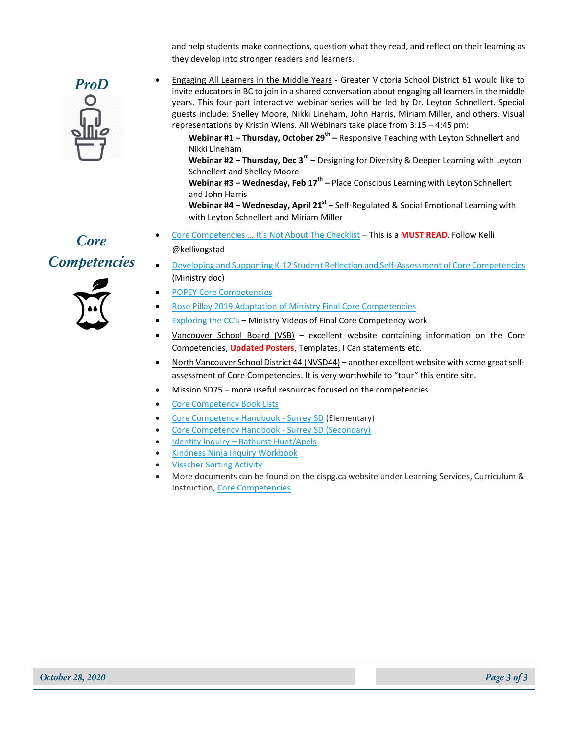and help students make connections, question what they read, and reflect on their learning as they develop into stronger readers and learners.

## *ProD*

- Engaging All Learners in the Middle Years - Greater Victoria School District 61 would like to invite educators in BC to join in a shared conversation about engaging all learners in the middle years. This four-part interactive webinar series will be led by Dr. Leyton Schnellert. Special guests include: Shelley Moore, Nikki Lineham, John Harris, Miriam Miller, and others. Visual representations by Kristin Wiens. All Webinars take place from 3:15 – 4:45 pm:
  - **Webinar #1 – Thursday, October 29th –** Responsive Teaching with Leyton Schnellert and Nikki Lineham
  - **Webinar #2 – Thursday, Dec 3rd –** Designing for Diversity & Deeper Learning with Leyton Schnellert and Shelley Moore
  - **Webinar #3 – Wednesday, Feb 17th –** Place Conscious Learning with Leyton Schnellert and John Harris
  - **Webinar #4 – Wednesday, April 21st** – Self-Regulated & Social Emotional Learning with with Leyton Schnellert and Miriam Miller

## *Core Competencies*

- Core Competencies … It's Not About The Checklist – This is a **MUST READ**. Follow Kelli @kellivogstad
- Developing and Supporting K-12 Student Reflection and Self-Assessment of Core Competencies (Ministry doc)
- POPEY Core Competencies
- Rose Pillay 2019 Adaptation of Ministry Final Core Competencies
- Exploring the CC's – Ministry Videos of Final Core Competency work
- Vancouver School Board (VSB) – excellent website containing information on the Core Competencies, **Updated Posters**, Templates, I Can statements etc.
- North Vancouver School District 44 (NVSD44) – another excellent website with some great self-assessment of Core Competencies. It is very worthwhile to "tour" this entire site.
- Mission SD75 – more useful resources focused on the competencies
- Core Competency Book Lists
- Core Competency Handbook - Surrey SD (Elementary)
- Core Competency Handbook - Surrey SD (Secondary)
- Identity Inquiry – Bathurst-Hunt/Apels
- Kindness Ninja Inquiry Workbook
- Visscher Sorting Activity
- More documents can be found on the cispg.ca website under Learning Services, Curriculum & Instruction, Core Competencies.